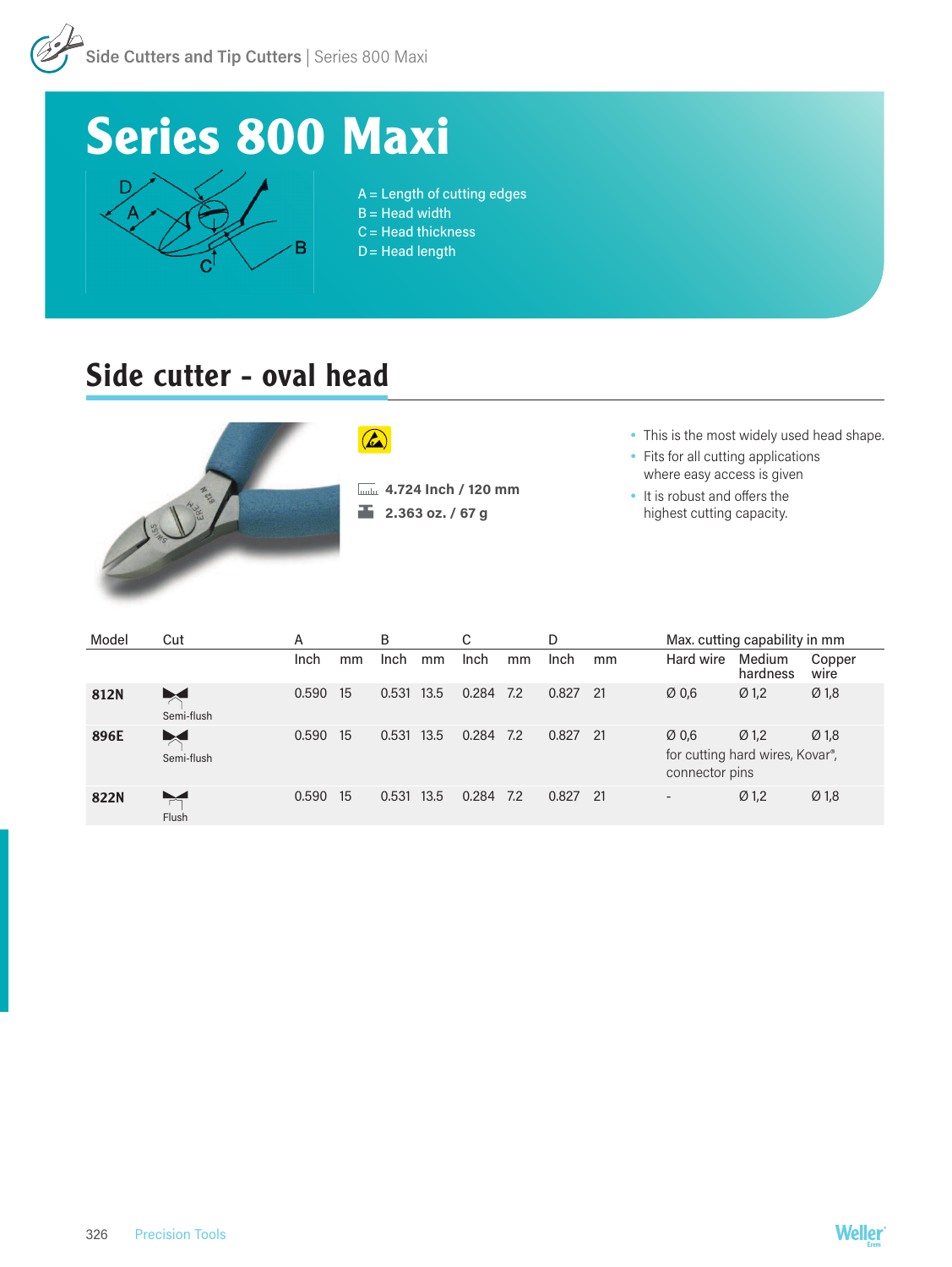# Series 800 Maxi

A = Length of cutting edges
B = Head width
C = Head thickness
D = Head length

## Side cutter - oval head

4.724 Inch / 120 mm
2.363 oz. / 67 g

- This is the most widely used head shape.
- Fits for all cutting applications where easy access is given
- It is robust and offers the highest cutting capacity.

| Model | Cut | A | | B | | C | | D | | Max. cutting capability in mm | | |
|---|---|---|---|---|---|---|---|---|---|---|---|---|
| | | Inch | mm | Inch | mm | Inch | mm | Inch | mm | Hard wire | Medium hardness | Copper wire |
| **812N** | Semi-flush | 0.590 | 15 | 0.531 | 13.5 | 0.284 | 7.2 | 0.827 | 21 | Ø 0,6 | Ø 1,2 | Ø 1,8 |
| **896E** | Semi-flush | 0.590 | 15 | 0.531 | 13.5 | 0.284 | 7.2 | 0.827 | 21 | Ø 0,6<br>for cutting hard wires, Kovar®, connector pins | Ø 1,2 | Ø 1,8 |
| **822N** | Flush | 0.590 | 15 | 0.531 | 13.5 | 0.284 | 7.2 | 0.827 | 21 | - | Ø 1,2 | Ø 1,8 |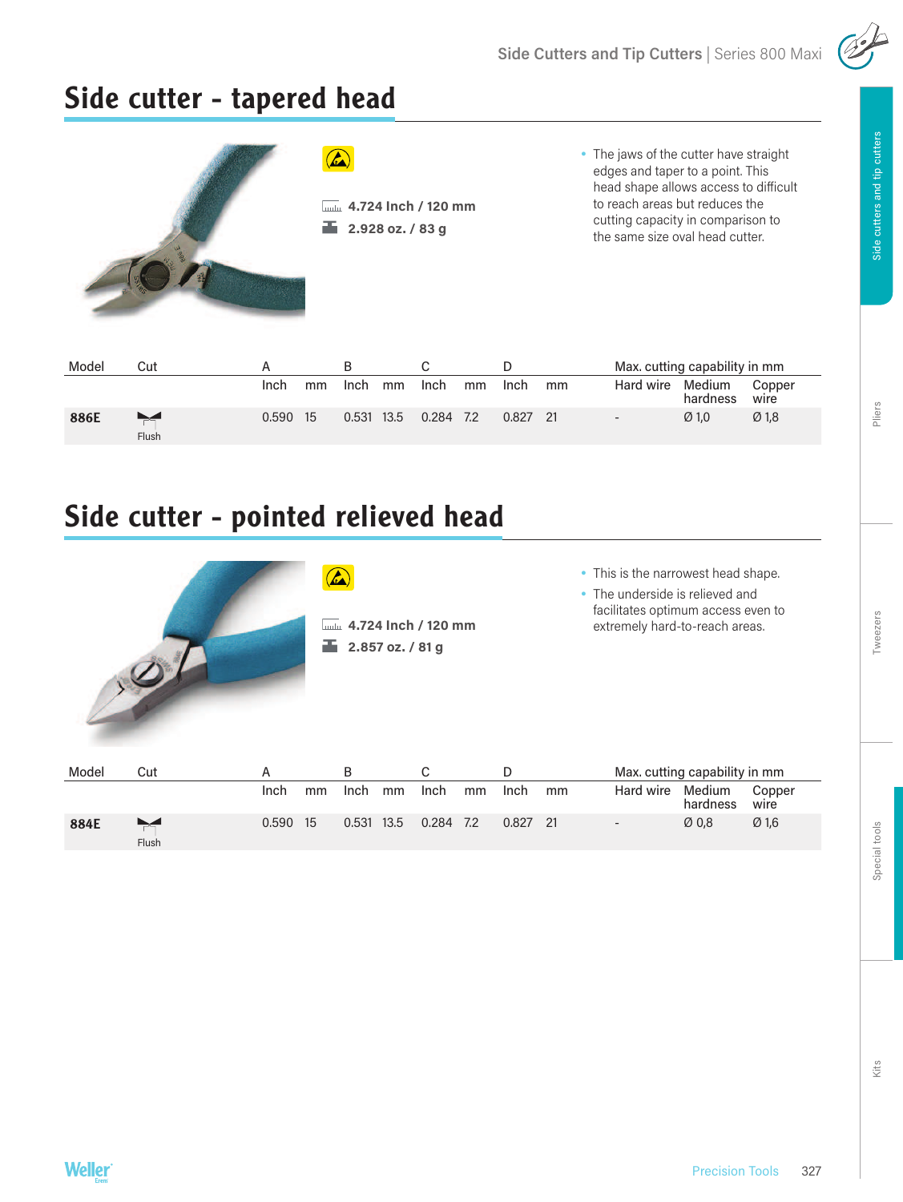# Side cutter - tapered head

4.724 Inch / 120 mm

2.928 oz. / 83 g

- The jaws of the cutter have straight edges and taper to a point. This head shape allows access to difficult to reach areas but reduces the cutting capacity in comparison to the same size oval head cutter.

| Model | Cut | A | | B | | C | | D | | Max. cutting capability in mm | | |
|---|---|---|---|---|---|---|---|---|---|---|---|---|
| | | Inch | mm | Inch | mm | Inch | mm | Inch | mm | Hard wire | Medium hardness | Copper wire |
| **886E** | Flush | 0.590 | 15 | 0.531 | 13.5 | 0.284 | 7.2 | 0.827 | 21 | - | Ø 1,0 | Ø 1,8 |

# Side cutter - pointed relieved head

4.724 Inch / 120 mm

2.857 oz. / 81 g

- This is the narrowest head shape.
- The underside is relieved and facilitates optimum access even to extremely hard-to-reach areas.

| Model | Cut | A | | B | | C | | D | | Max. cutting capability in mm | | |
|---|---|---|---|---|---|---|---|---|---|---|---|---|
| | | Inch | mm | Inch | mm | Inch | mm | Inch | mm | Hard wire | Medium hardness | Copper wire |
| **884E** | Flush | 0.590 | 15 | 0.531 | 13.5 | 0.284 | 7.2 | 0.827 | 21 | - | Ø 0,8 | Ø 1,6 |